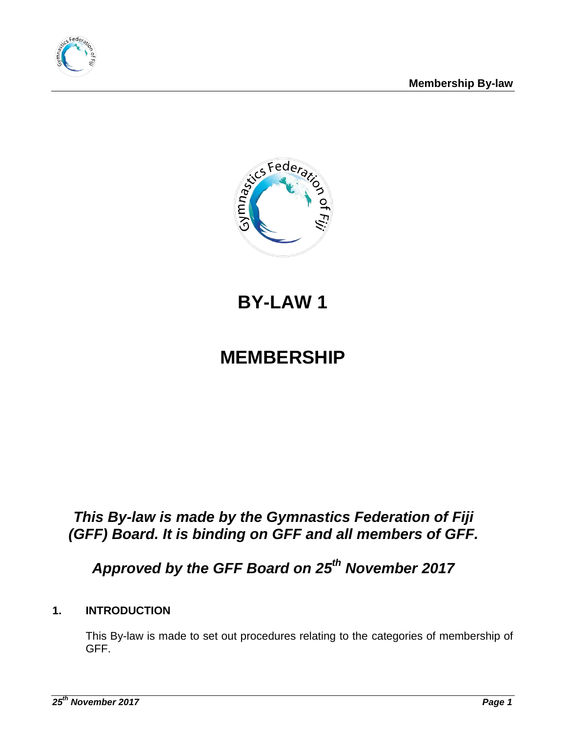# BY-LAW 1

# MEMBERSHIP

***This By-law is made by the Gymnastics Federation of Fiji (GFF) Board. It is binding on GFF and all members of GFF.***

***Approved by the GFF Board on 25th November 2017***

## 1. INTRODUCTION

This By-law is made to set out procedures relating to the categories of membership of GFF.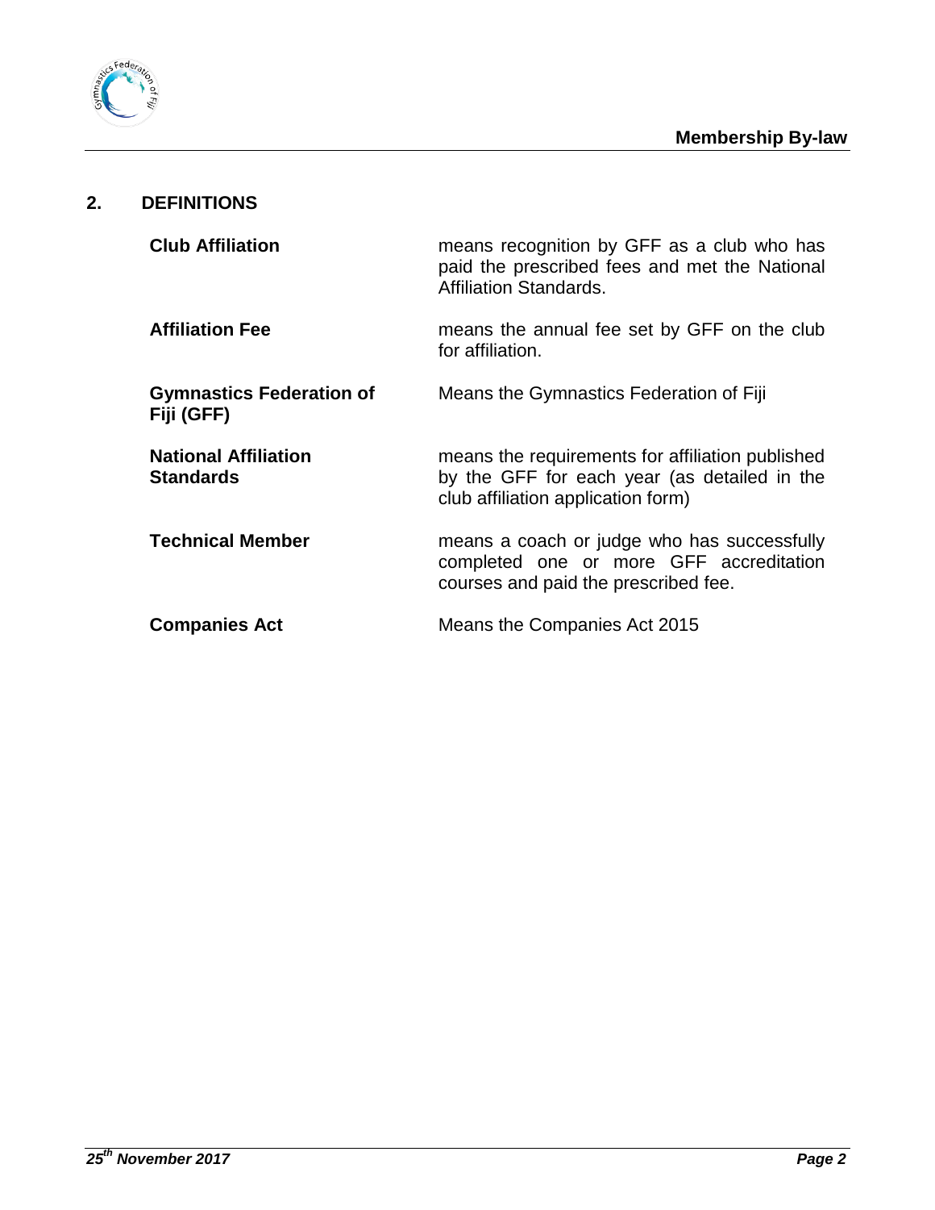## 2. DEFINITIONS

| | |
|---|---|
| **Club Affiliation** | means recognition by GFF as a club who has paid the prescribed fees and met the National Affiliation Standards. |
| **Affiliation Fee** | means the annual fee set by GFF on the club for affiliation. |
| **Gymnastics Federation of Fiji (GFF)** | Means the Gymnastics Federation of Fiji |
| **National Affiliation Standards** | means the requirements for affiliation published by the GFF for each year (as detailed in the club affiliation application form) |
| **Technical Member** | means a coach or judge who has successfully completed one or more GFF accreditation courses and paid the prescribed fee. |
| **Companies Act** | Means the Companies Act 2015 |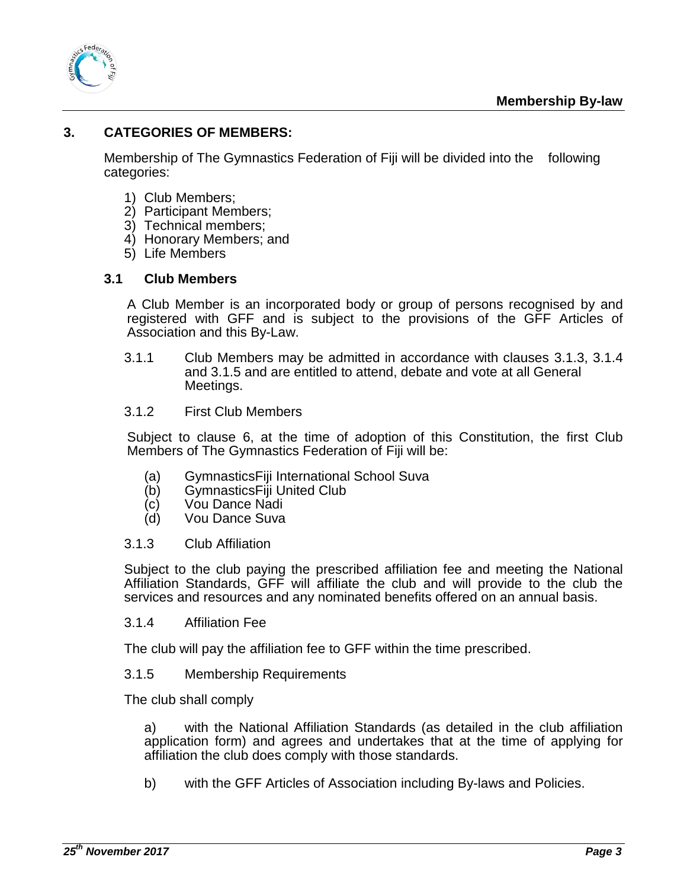## 3. CATEGORIES OF MEMBERS:

Membership of The Gymnastics Federation of Fiji will be divided into the following categories:

1) Club Members;
2) Participant Members;
3) Technical members;
4) Honorary Members; and
5) Life Members

### 3.1 Club Members

A Club Member is an incorporated body or group of persons recognised by and registered with GFF and is subject to the provisions of the GFF Articles of Association and this By-Law.

3.1.1 Club Members may be admitted in accordance with clauses 3.1.3, 3.1.4 and 3.1.5 and are entitled to attend, debate and vote at all General Meetings.

3.1.2 First Club Members

Subject to clause 6, at the time of adoption of this Constitution, the first Club Members of The Gymnastics Federation of Fiji will be:

(a) GymnasticsFiji International School Suva
(b) GymnasticsFiji United Club
(c) Vou Dance Nadi
(d) Vou Dance Suva

3.1.3 Club Affiliation

Subject to the club paying the prescribed affiliation fee and meeting the National Affiliation Standards, GFF will affiliate the club and will provide to the club the services and resources and any nominated benefits offered on an annual basis.

3.1.4 Affiliation Fee

The club will pay the affiliation fee to GFF within the time prescribed.

3.1.5 Membership Requirements

The club shall comply

a) with the National Affiliation Standards (as detailed in the club affiliation application form) and agrees and undertakes that at the time of applying for affiliation the club does comply with those standards.

b) with the GFF Articles of Association including By-laws and Policies.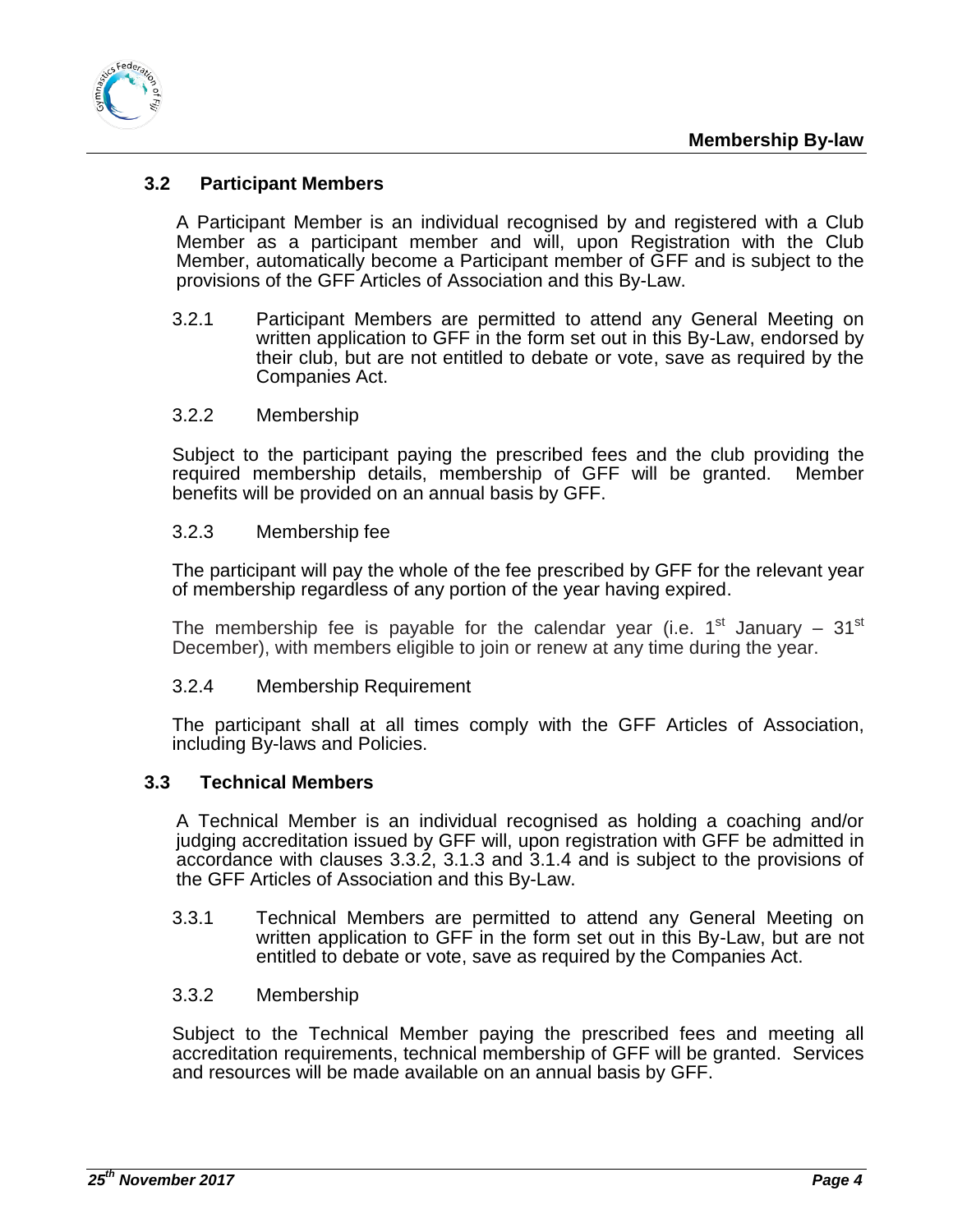### 3.2 Participant Members

A Participant Member is an individual recognised by and registered with a Club Member as a participant member and will, upon Registration with the Club Member, automatically become a Participant member of GFF and is subject to the provisions of the GFF Articles of Association and this By-Law.

3.2.1 Participant Members are permitted to attend any General Meeting on written application to GFF in the form set out in this By-Law, endorsed by their club, but are not entitled to debate or vote, save as required by the Companies Act.

3.2.2 Membership

Subject to the participant paying the prescribed fees and the club providing the required membership details, membership of GFF will be granted. Member benefits will be provided on an annual basis by GFF.

3.2.3 Membership fee

The participant will pay the whole of the fee prescribed by GFF for the relevant year of membership regardless of any portion of the year having expired.

The membership fee is payable for the calendar year (i.e. 1st January – 31st December), with members eligible to join or renew at any time during the year.

3.2.4 Membership Requirement

The participant shall at all times comply with the GFF Articles of Association, including By-laws and Policies.

### 3.3 Technical Members

A Technical Member is an individual recognised as holding a coaching and/or judging accreditation issued by GFF will, upon registration with GFF be admitted in accordance with clauses 3.3.2, 3.1.3 and 3.1.4 and is subject to the provisions of the GFF Articles of Association and this By-Law.

3.3.1 Technical Members are permitted to attend any General Meeting on written application to GFF in the form set out in this By-Law, but are not entitled to debate or vote, save as required by the Companies Act.

3.3.2 Membership

Subject to the Technical Member paying the prescribed fees and meeting all accreditation requirements, technical membership of GFF will be granted. Services and resources will be made available on an annual basis by GFF.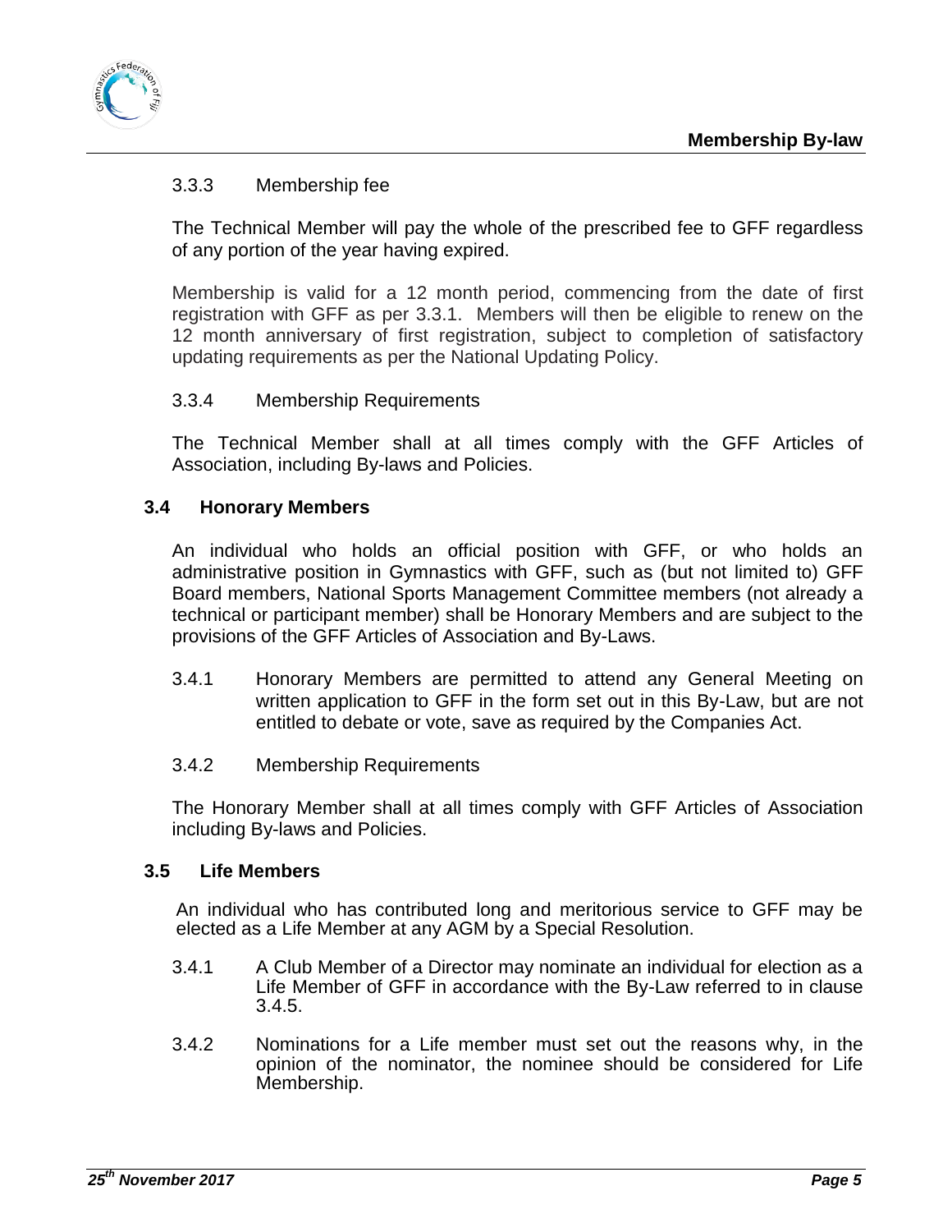#### 3.3.3 Membership fee

The Technical Member will pay the whole of the prescribed fee to GFF regardless of any portion of the year having expired.

Membership is valid for a 12 month period, commencing from the date of first registration with GFF as per 3.3.1. Members will then be eligible to renew on the 12 month anniversary of first registration, subject to completion of satisfactory updating requirements as per the National Updating Policy.

#### 3.3.4 Membership Requirements

The Technical Member shall at all times comply with the GFF Articles of Association, including By-laws and Policies.

### 3.4 Honorary Members

An individual who holds an official position with GFF, or who holds an administrative position in Gymnastics with GFF, such as (but not limited to) GFF Board members, National Sports Management Committee members (not already a technical or participant member) shall be Honorary Members and are subject to the provisions of the GFF Articles of Association and By-Laws.

3.4.1 Honorary Members are permitted to attend any General Meeting on written application to GFF in the form set out in this By-Law, but are not entitled to debate or vote, save as required by the Companies Act.

#### 3.4.2 Membership Requirements

The Honorary Member shall at all times comply with GFF Articles of Association including By-laws and Policies.

### 3.5 Life Members

An individual who has contributed long and meritorious service to GFF may be elected as a Life Member at any AGM by a Special Resolution.

3.4.1 A Club Member of a Director may nominate an individual for election as a Life Member of GFF in accordance with the By-Law referred to in clause 3.4.5.

3.4.2 Nominations for a Life member must set out the reasons why, in the opinion of the nominator, the nominee should be considered for Life Membership.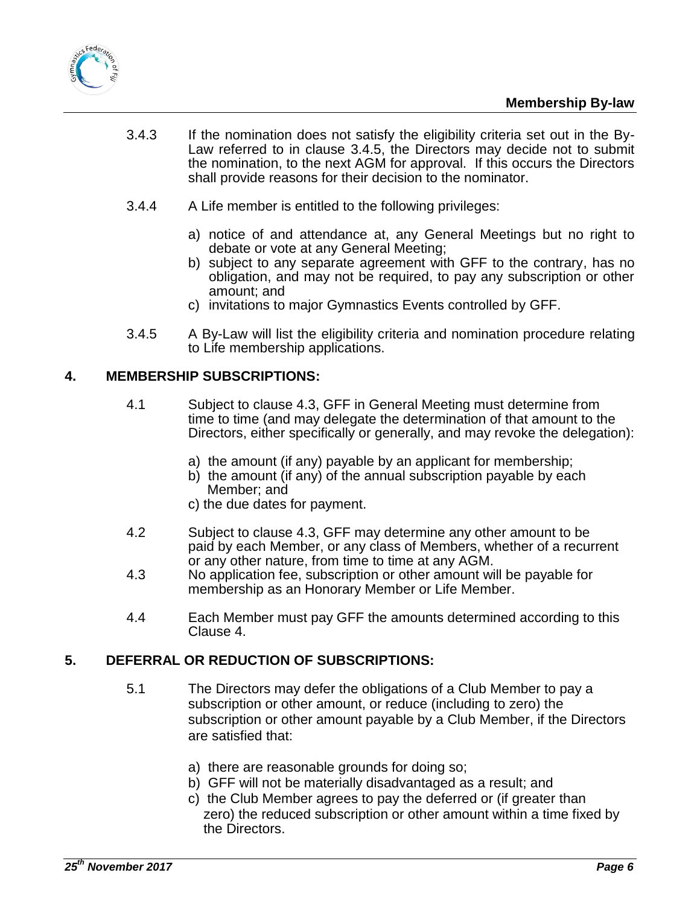3.4.3 If the nomination does not satisfy the eligibility criteria set out in the By-Law referred to in clause 3.4.5, the Directors may decide not to submit the nomination, to the next AGM for approval. If this occurs the Directors shall provide reasons for their decision to the nominator.

3.4.4 A Life member is entitled to the following privileges:

a) notice of and attendance at, any General Meetings but no right to debate or vote at any General Meeting;
b) subject to any separate agreement with GFF to the contrary, has no obligation, and may not be required, to pay any subscription or other amount; and
c) invitations to major Gymnastics Events controlled by GFF.

3.4.5 A By-Law will list the eligibility criteria and nomination procedure relating to Life membership applications.

## 4. MEMBERSHIP SUBSCRIPTIONS:

4.1 Subject to clause 4.3, GFF in General Meeting must determine from time to time (and may delegate the determination of that amount to the Directors, either specifically or generally, and may revoke the delegation):

a) the amount (if any) payable by an applicant for membership;
b) the amount (if any) of the annual subscription payable by each Member; and
c) the due dates for payment.

4.2 Subject to clause 4.3, GFF may determine any other amount to be paid by each Member, or any class of Members, whether of a recurrent or any other nature, from time to time at any AGM.

4.3 No application fee, subscription or other amount will be payable for membership as an Honorary Member or Life Member.

4.4 Each Member must pay GFF the amounts determined according to this Clause 4.

## 5. DEFERRAL OR REDUCTION OF SUBSCRIPTIONS:

5.1 The Directors may defer the obligations of a Club Member to pay a subscription or other amount, or reduce (including to zero) the subscription or other amount payable by a Club Member, if the Directors are satisfied that:

a) there are reasonable grounds for doing so;
b) GFF will not be materially disadvantaged as a result; and
c) the Club Member agrees to pay the deferred or (if greater than zero) the reduced subscription or other amount within a time fixed by the Directors.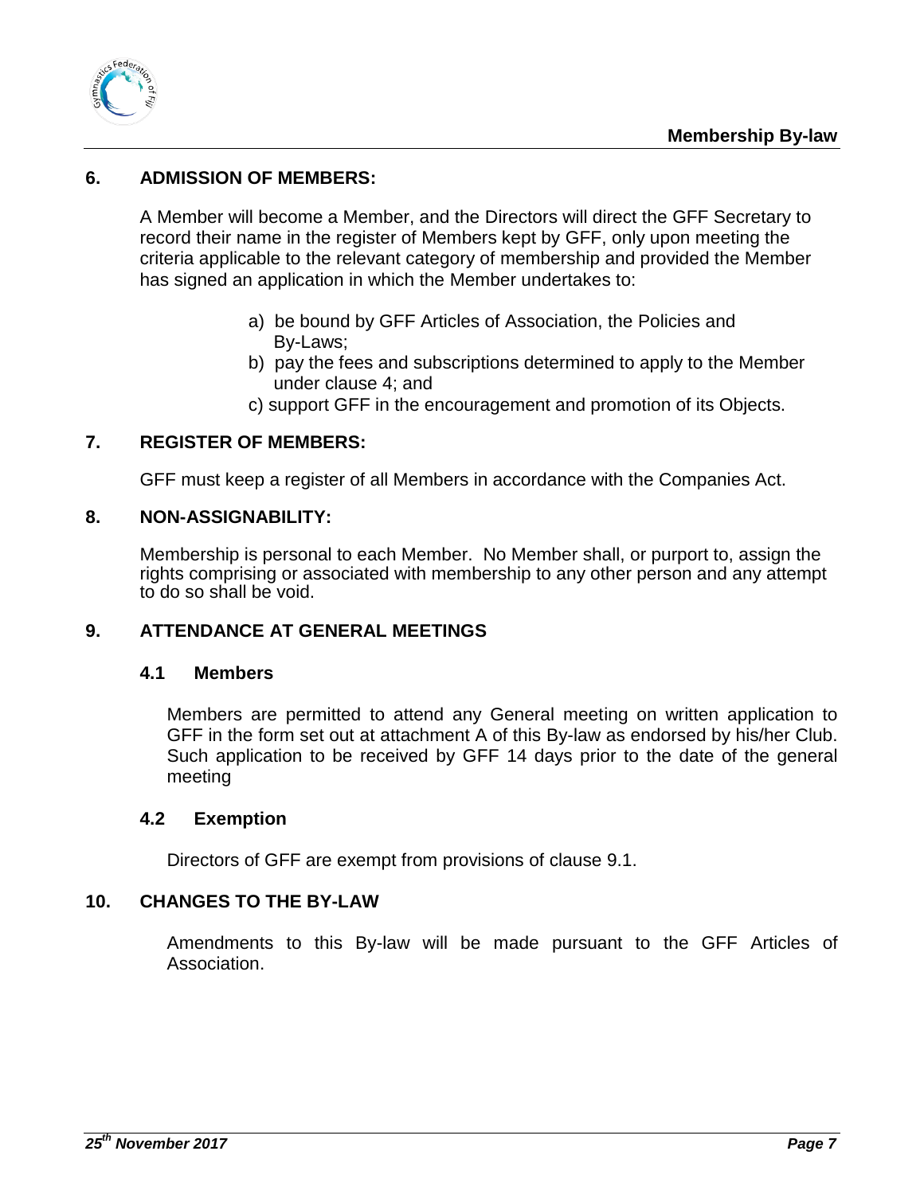## 6. ADMISSION OF MEMBERS:

A Member will become a Member, and the Directors will direct the GFF Secretary to record their name in the register of Members kept by GFF, only upon meeting the criteria applicable to the relevant category of membership and provided the Member has signed an application in which the Member undertakes to:

a) be bound by GFF Articles of Association, the Policies and By-Laws;
b) pay the fees and subscriptions determined to apply to the Member under clause 4; and
c) support GFF in the encouragement and promotion of its Objects.

## 7. REGISTER OF MEMBERS:

GFF must keep a register of all Members in accordance with the Companies Act.

## 8. NON-ASSIGNABILITY:

Membership is personal to each Member. No Member shall, or purport to, assign the rights comprising or associated with membership to any other person and any attempt to do so shall be void.

## 9. ATTENDANCE AT GENERAL MEETINGS

### 4.1 Members

Members are permitted to attend any General meeting on written application to GFF in the form set out at attachment A of this By-law as endorsed by his/her Club. Such application to be received by GFF 14 days prior to the date of the general meeting

### 4.2 Exemption

Directors of GFF are exempt from provisions of clause 9.1.

## 10. CHANGES TO THE BY-LAW

Amendments to this By-law will be made pursuant to the GFF Articles of Association.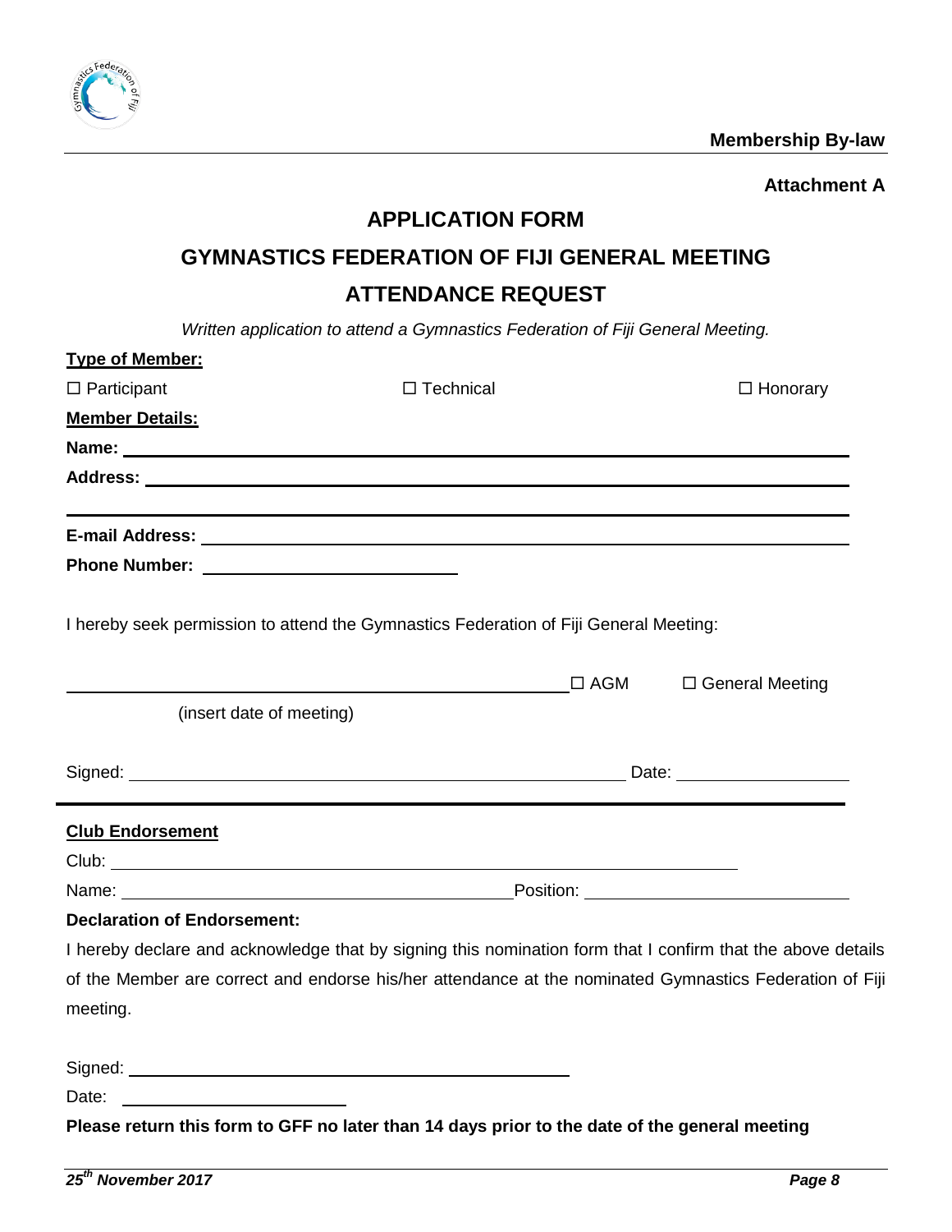**Attachment A**

# APPLICATION FORM

## GYMNASTICS FEDERATION OF FIJI GENERAL MEETING

## ATTENDANCE REQUEST

*Written application to attend a Gymnastics Federation of Fiji General Meeting.*

**Type of Member:**

☐ Participant ☐ Technical ☐ Honorary

**Member Details:**

**Name:** \_\_\_\_\_\_\_\_\_\_\_\_\_\_\_\_\_\_\_\_\_\_\_\_\_\_\_\_\_\_\_\_\_\_\_\_\_\_\_\_\_\_\_\_

**Address:** \_\_\_\_\_\_\_\_\_\_\_\_\_\_\_\_\_\_\_\_\_\_\_\_\_\_\_\_\_\_\_\_\_\_\_\_\_\_\_\_\_\_\_\_

\_\_\_\_\_\_\_\_\_\_\_\_\_\_\_\_\_\_\_\_\_\_\_\_\_\_\_\_\_\_\_\_\_\_\_\_\_\_\_\_\_\_\_\_\_\_\_\_\_\_\_\_

**E-mail Address:** \_\_\_\_\_\_\_\_\_\_\_\_\_\_\_\_\_\_\_\_\_\_\_\_\_\_\_\_\_\_\_\_\_\_\_\_\_\_\_\_

**Phone Number:** \_\_\_\_\_\_\_\_\_\_\_\_\_\_\_\_\_\_\_\_\_\_\_\_

I hereby seek permission to attend the Gymnastics Federation of Fiji General Meeting:

\_\_\_\_\_\_\_\_\_\_\_\_\_\_\_\_\_\_\_\_\_\_\_\_\_\_\_\_\_\_\_\_\_\_\_\_\_\_\_\_ ☐ AGM ☐ General Meeting

(insert date of meeting)

Signed: \_\_\_\_\_\_\_\_\_\_\_\_\_\_\_\_\_\_\_\_\_\_\_\_\_\_\_\_\_\_\_\_\_\_\_\_\_\_ Date: \_\_\_\_\_\_\_\_\_\_\_\_\_\_\_\_

---

**Club Endorsement**

Club: \_\_\_\_\_\_\_\_\_\_\_\_\_\_\_\_\_\_\_\_\_\_\_\_\_\_\_\_\_\_\_\_\_\_\_\_\_\_\_\_\_\_\_\_\_\_\_\_

Name: \_\_\_\_\_\_\_\_\_\_\_\_\_\_\_\_\_\_\_\_\_\_\_\_\_\_\_\_\_\_\_\_ Position: \_\_\_\_\_\_\_\_\_\_\_\_\_\_\_\_\_\_\_\_\_\_\_\_

**Declaration of Endorsement:**

I hereby declare and acknowledge that by signing this nomination form that I confirm that the above details of the Member are correct and endorse his/her attendance at the nominated Gymnastics Federation of Fiji meeting.

Signed: \_\_\_\_\_\_\_\_\_\_\_\_\_\_\_\_\_\_\_\_\_\_\_\_\_\_\_\_\_\_\_\_\_\_\_\_\_\_

Date: \_\_\_\_\_\_\_\_\_\_\_\_\_\_\_\_\_\_\_\_

**Please return this form to GFF no later than 14 days prior to the date of the general meeting**